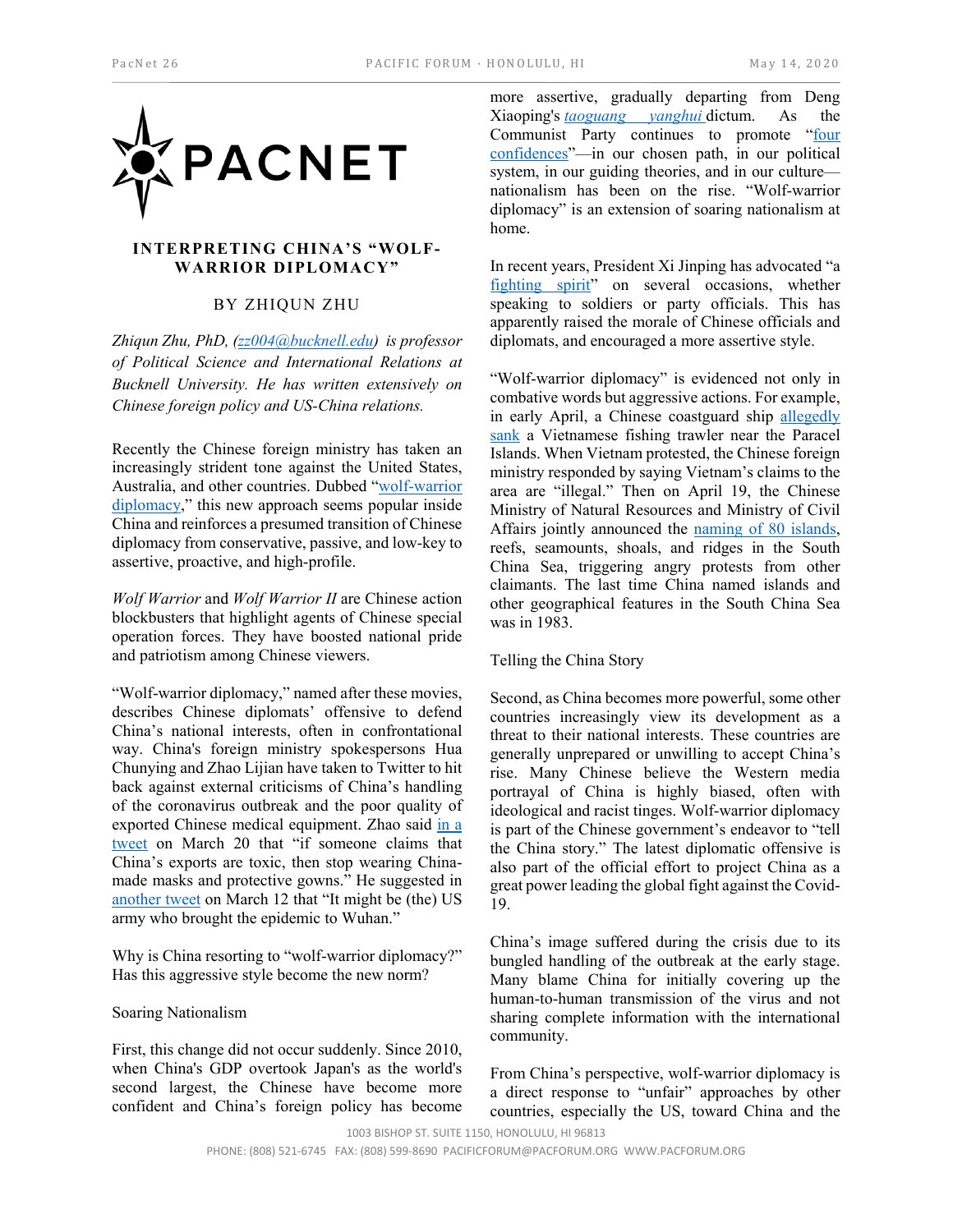# INTERPRETING CHINA'S "WOLF-WARRIOR DIPLOMACY"

BY ZHIQUN ZHU

*Zhiqun Zhu, PhD, (zz004@bucknell.edu) is professor of Political Science and International Relations at Bucknell University. He has written extensively on Chinese foreign policy and US-China relations.*

Recently the Chinese foreign ministry has taken an increasingly strident tone against the United States, Australia, and other countries. Dubbed "wolf-warrior diplomacy," this new approach seems popular inside China and reinforces a presumed transition of Chinese diplomacy from conservative, passive, and low-key to assertive, proactive, and high-profile.

*Wolf Warrior* and *Wolf Warrior II* are Chinese action blockbusters that highlight agents of Chinese special operation forces. They have boosted national pride and patriotism among Chinese viewers.

"Wolf-warrior diplomacy," named after these movies, describes Chinese diplomats' offensive to defend China's national interests, often in confrontational way. China's foreign ministry spokespersons Hua Chunying and Zhao Lijian have taken to Twitter to hit back against external criticisms of China's handling of the coronavirus outbreak and the poor quality of exported Chinese medical equipment. Zhao said in a tweet on March 20 that "if someone claims that China's exports are toxic, then stop wearing China-made masks and protective gowns." He suggested in another tweet on March 12 that "It might be (the) US army who brought the epidemic to Wuhan."

Why is China resorting to "wolf-warrior diplomacy?" Has this aggressive style become the new norm?

## Soaring Nationalism

First, this change did not occur suddenly. Since 2010, when China's GDP overtook Japan's as the world's second largest, the Chinese have become more confident and China's foreign policy has become more assertive, gradually departing from Deng Xiaoping's *taoguang yanghui* dictum. As the Communist Party continues to promote "four confidences"—in our chosen path, in our political system, in our guiding theories, and in our culture—nationalism has been on the rise. "Wolf-warrior diplomacy" is an extension of soaring nationalism at home.

In recent years, President Xi Jinping has advocated "a fighting spirit" on several occasions, whether speaking to soldiers or party officials. This has apparently raised the morale of Chinese officials and diplomats, and encouraged a more assertive style.

"Wolf-warrior diplomacy" is evidenced not only in combative words but aggressive actions. For example, in early April, a Chinese coastguard ship allegedly sank a Vietnamese fishing trawler near the Paracel Islands. When Vietnam protested, the Chinese foreign ministry responded by saying Vietnam's claims to the area are "illegal." Then on April 19, the Chinese Ministry of Natural Resources and Ministry of Civil Affairs jointly announced the naming of 80 islands, reefs, seamounts, shoals, and ridges in the South China Sea, triggering angry protests from other claimants. The last time China named islands and other geographical features in the South China Sea was in 1983.

## Telling the China Story

Second, as China becomes more powerful, some other countries increasingly view its development as a threat to their national interests. These countries are generally unprepared or unwilling to accept China's rise. Many Chinese believe the Western media portrayal of China is highly biased, often with ideological and racist tinges. Wolf-warrior diplomacy is part of the Chinese government's endeavor to "tell the China story." The latest diplomatic offensive is also part of the official effort to project China as a great power leading the global fight against the Covid-19.

China's image suffered during the crisis due to its bungled handling of the outbreak at the early stage. Many blame China for initially covering up the human-to-human transmission of the virus and not sharing complete information with the international community.

From China's perspective, wolf-warrior diplomacy is a direct response to "unfair" approaches by other countries, especially the US, toward China and the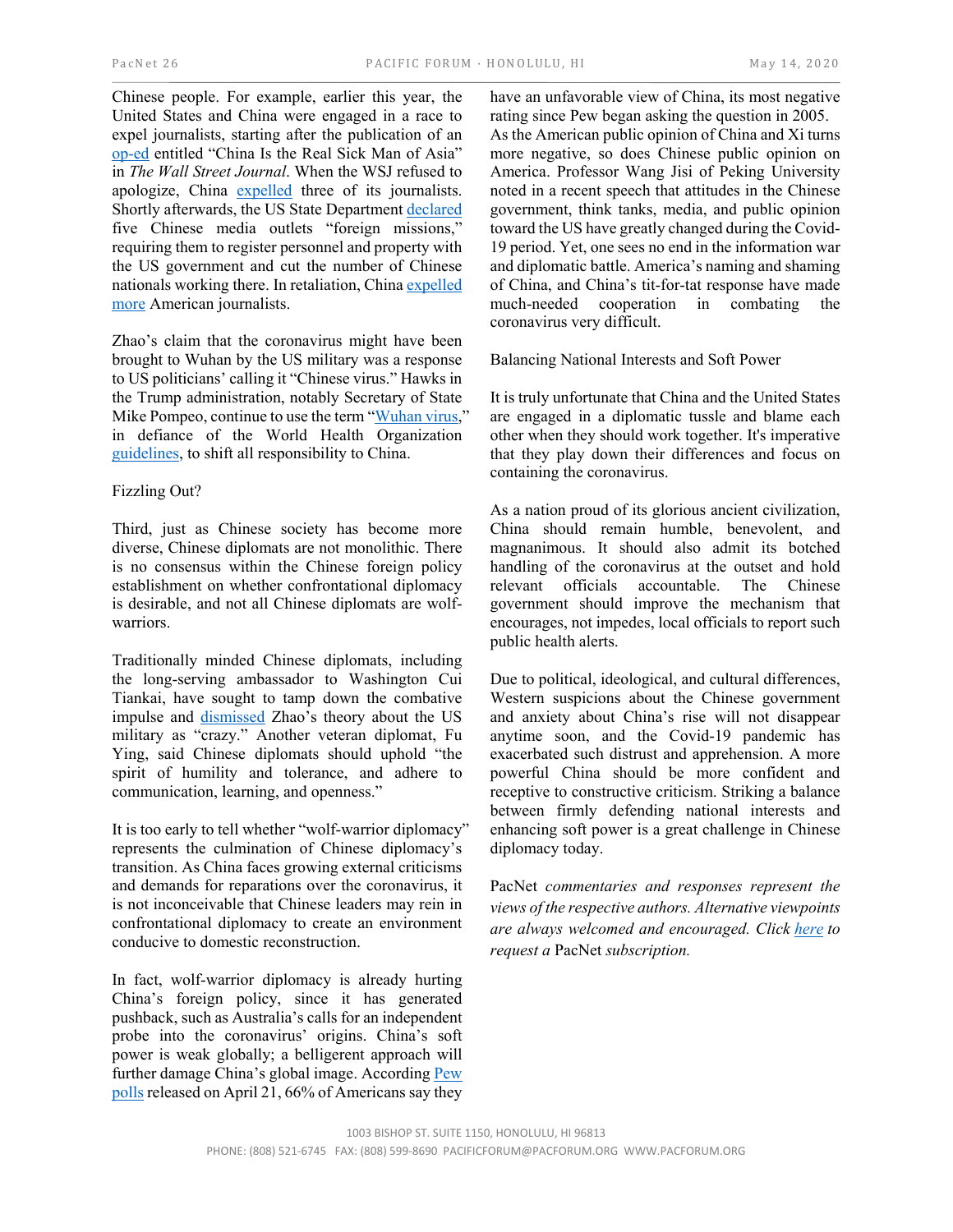Chinese people. For example, earlier this year, the United States and China were engaged in a race to expel journalists, starting after the publication of an op-ed entitled "China Is the Real Sick Man of Asia" in *The Wall Street Journal*. When the WSJ refused to apologize, China expelled three of its journalists. Shortly afterwards, the US State Department declared five Chinese media outlets "foreign missions," requiring them to register personnel and property with the US government and cut the number of Chinese nationals working there. In retaliation, China expelled more American journalists.

Zhao's claim that the coronavirus might have been brought to Wuhan by the US military was a response to US politicians' calling it "Chinese virus." Hawks in the Trump administration, notably Secretary of State Mike Pompeo, continue to use the term "Wuhan virus," in defiance of the World Health Organization guidelines, to shift all responsibility to China.

Fizzling Out?

Third, just as Chinese society has become more diverse, Chinese diplomats are not monolithic. There is no consensus within the Chinese foreign policy establishment on whether confrontational diplomacy is desirable, and not all Chinese diplomats are wolf-warriors.

Traditionally minded Chinese diplomats, including the long-serving ambassador to Washington Cui Tiankai, have sought to tamp down the combative impulse and dismissed Zhao's theory about the US military as "crazy." Another veteran diplomat, Fu Ying, said Chinese diplomats should uphold "the spirit of humility and tolerance, and adhere to communication, learning, and openness."

It is too early to tell whether "wolf-warrior diplomacy" represents the culmination of Chinese diplomacy's transition. As China faces growing external criticisms and demands for reparations over the coronavirus, it is not inconceivable that Chinese leaders may rein in confrontational diplomacy to create an environment conducive to domestic reconstruction.

In fact, wolf-warrior diplomacy is already hurting China's foreign policy, since it has generated pushback, such as Australia's calls for an independent probe into the coronavirus' origins. China's soft power is weak globally; a belligerent approach will further damage China's global image. According Pew polls released on April 21, 66% of Americans say they have an unfavorable view of China, its most negative rating since Pew began asking the question in 2005. As the American public opinion of China and Xi turns more negative, so does Chinese public opinion on America. Professor Wang Jisi of Peking University noted in a recent speech that attitudes in the Chinese government, think tanks, media, and public opinion toward the US have greatly changed during the Covid-19 period. Yet, one sees no end in the information war and diplomatic battle. America's naming and shaming of China, and China's tit-for-tat response have made much-needed cooperation in combating the coronavirus very difficult.

Balancing National Interests and Soft Power

It is truly unfortunate that China and the United States are engaged in a diplomatic tussle and blame each other when they should work together. It's imperative that they play down their differences and focus on containing the coronavirus.

As a nation proud of its glorious ancient civilization, China should remain humble, benevolent, and magnanimous. It should also admit its botched handling of the coronavirus at the outset and hold relevant officials accountable. The Chinese government should improve the mechanism that encourages, not impedes, local officials to report such public health alerts.

Due to political, ideological, and cultural differences, Western suspicions about the Chinese government and anxiety about China's rise will not disappear anytime soon, and the Covid-19 pandemic has exacerbated such distrust and apprehension. A more powerful China should be more confident and receptive to constructive criticism. Striking a balance between firmly defending national interests and enhancing soft power is a great challenge in Chinese diplomacy today.

PacNet *commentaries and responses represent the views of the respective authors. Alternative viewpoints are always welcomed and encouraged. Click here to request a* PacNet *subscription.*